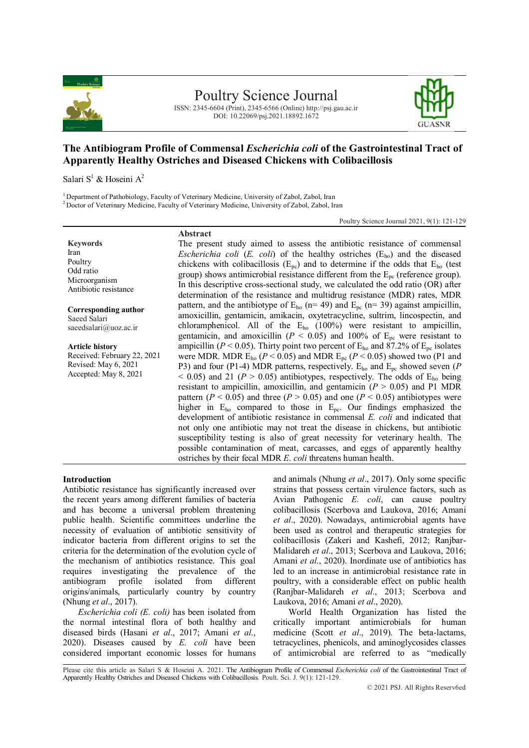# The Antibiogram Profile of Commensal *Escherichia coli* of the Gastrointestinal Tract of Apparently Healthy Ostriches and Diseased Chickens with Colibacillosis

Salari S[1] & Hoseini A[2]

[1] Department of Pathobiology, Faculty of Veterinary Medicine, University of Zabol, Zabol, Iran
[2] Doctor of Veterinary Medicine, Faculty of Veterinary Medicine, University of Zabol, Zabol, Iran

**Keywords**
Iran
Poultry
Odd ratio
Microorganism
Antibiotic resistance

**Corresponding author**
Saeed Salari
saeedsalari@uoz.ac.ir

**Article history**
Received: February 22, 2021
Revised: May 6, 2021
Accepted: May 8, 2021

## Abstract

The present study aimed to assess the antibiotic resistance of commensal *Escherichia coli* (*E. coli*) of the healthy ostriches ($E_{ho}$) and the diseased chickens with colibacillosis ($E_{pc}$) and to determine if the odds that $E_{ho}$ (test group) shows antimicrobial resistance different from the $E_{pc}$ (reference group). In this descriptive cross-sectional study, we calculated the odd ratio (OR) after determination of the resistance and multidrug resistance (MDR) rates, MDR pattern, and the antibiotype of $E_{ho}$ (n= 49) and $E_{pc}$ (n= 39) against ampicillin, amoxicillin, gentamicin, amikacin, oxytetracycline, sultrim, lincospectin, and chloramphenicol. All of the $E_{ho}$ (100%) were resistant to ampicillin, gentamicin, and amoxicillin ($P < 0.05$) and 100% of $E_{pc}$ were resistant to ampicillin ($P < 0.05$). Thirty point two percent of $E_{ho}$ and 87.2% of $E_{pc}$ isolates were MDR. MDR $E_{ho}$ ($P < 0.05$) and MDR $E_{pc}$ ($P < 0.05$) showed two (P1 and P3) and four (P1-4) MDR patterns, respectively. $E_{ho}$ and $E_{pc}$ showed seven ($P < 0.05$) and 21 ($P > 0.05$) antibiotypes, respectively. The odds of $E_{ho}$ being resistant to ampicillin, amoxicillin, and gentamicin ($P > 0.05$) and P1 MDR pattern ($P < 0.05$) and three ($P > 0.05$) and one ($P < 0.05$) antibiotypes were higher in $E_{ho}$ compared to those in $E_{pc}$. Our findings emphasized the development of antibiotic resistance in commensal *E. coli* and indicated that not only one antibiotic may not treat the disease in chickens, but antibiotic susceptibility testing is also of great necessity for veterinary health. The possible contamination of meat, carcasses, and eggs of apparently healthy ostriches by their fecal MDR *E. coli* threatens human health.

## Introduction

Antibiotic resistance has significantly increased over the recent years among different families of bacteria and has become a universal problem threatening public health. Scientific committees underline the necessity of evaluation of antibiotic sensitivity of indicator bacteria from different origins to set the criteria for the determination of the evolution cycle of the mechanism of antibiotics resistance. This goal requires investigating the prevalence of the antibiogram profile isolated from different origins/animals, particularly country by country (Nhung *et al*., 2017).

*Escherichia coli (E. coli)* has been isolated from the normal intestinal flora of both healthy and diseased birds (Hasani *et al*., 2017; Amani *et al*., 2020). Diseases caused by *E. coli* have been considered important economic losses for humans and animals (Nhung *et al*., 2017). Only some specific strains that possess certain virulence factors, such as Avian Pathogenic *E. coli*, can cause poultry colibacillosis (Scerbova and Laukova, 2016; Amani *et al*., 2020). Nowadays, antimicrobial agents have been used as control and therapeutic strategies for colibacillosis (Zakeri and Kashefi, 2012; Ranjbar-Malidareh *et al*., 2013; Scerbova and Laukova, 2016; Amani *et al*., 2020). Inordinate use of antibiotics has led to an increase in antimicrobial resistance rate in poultry, with a considerable effect on public health (Ranjbar-Malidareh *et al*., 2013; Scerbova and Laukova, 2016; Amani *et al*., 2020).

World Health Organization has listed the critically important antimicrobials for human medicine (Scott *et al*., 2019). The beta-lactams, tetracyclines, phenicols, and aminoglycosides classes of antimicrobial are referred to as "medically

Please cite this article as Salari S & Hoseini A. 2021. The Antibiogram Profile of Commensal *Escherichia coli* of the Gastrointestinal Tract of Apparently Healthy Ostriches and Diseased Chickens with Colibacillosis. Poult. Sci. J. 9(1): 121-129.

© 2021 PSJ. All Rights Reserv6ed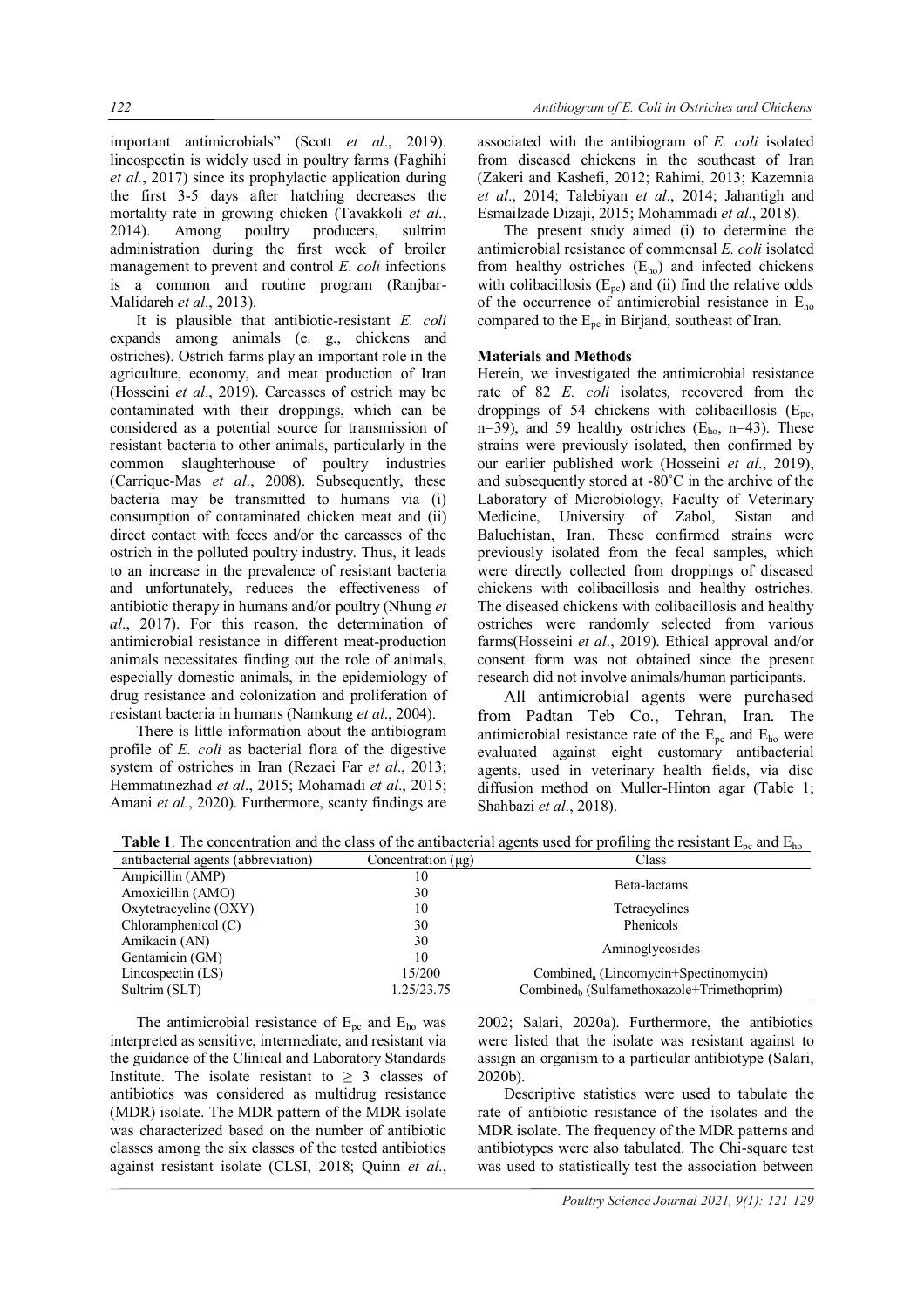important antimicrobials" (Scott *et al*., 2019). lincospectin is widely used in poultry farms (Faghihi *et al.*, 2017) since its prophylactic application during the first 3-5 days after hatching decreases the mortality rate in growing chicken (Tavakkoli *et al*., 2014). Among poultry producers, sultrim administration during the first week of broiler management to prevent and control *E. coli* infections is a common and routine program (Ranjbar-Malidareh *et al*., 2013).

It is plausible that antibiotic-resistant *E. coli* expands among animals (e. g., chickens and ostriches). Ostrich farms play an important role in the agriculture, economy, and meat production of Iran (Hosseini *et al*., 2019). Carcasses of ostrich may be contaminated with their droppings, which can be considered as a potential source for transmission of resistant bacteria to other animals, particularly in the common slaughterhouse of poultry industries (Carrique-Mas *et al*., 2008). Subsequently, these bacteria may be transmitted to humans via (i) consumption of contaminated chicken meat and (ii) direct contact with feces and/or the carcasses of the ostrich in the polluted poultry industry. Thus, it leads to an increase in the prevalence of resistant bacteria and unfortunately, reduces the effectiveness of antibiotic therapy in humans and/or poultry (Nhung *et al*., 2017). For this reason, the determination of antimicrobial resistance in different meat-production animals necessitates finding out the role of animals, especially domestic animals, in the epidemiology of drug resistance and colonization and proliferation of resistant bacteria in humans (Namkung *et al*., 2004).

There is little information about the antibiogram profile of *E. coli* as bacterial flora of the digestive system of ostriches in Iran (Rezaei Far *et al*., 2013; Hemmatinezhad *et al*., 2015; Mohamadi *et al*., 2015; Amani *et al*., 2020). Furthermore, scanty findings are associated with the antibiogram of *E. coli* isolated from diseased chickens in the southeast of Iran (Zakeri and Kashefi, 2012; Rahimi, 2013; Kazemnia *et al*., 2014; Talebiyan *et al*., 2014; Jahantigh and Esmailzade Dizaji, 2015; Mohammadi *et al*., 2018).

The present study aimed (i) to determine the antimicrobial resistance of commensal *E. coli* isolated from healthy ostriches ($E_{ho}$) and infected chickens with colibacillosis ($E_{pc}$) and (ii) find the relative odds of the occurrence of antimicrobial resistance in $E_{ho}$ compared to the $E_{pc}$ in Birjand, southeast of Iran.

## Materials and Methods

Herein, we investigated the antimicrobial resistance rate of 82 *E. coli* isolates, recovered from the droppings of 54 chickens with colibacillosis ($E_{pc}$, n=39), and 59 healthy ostriches ($E_{ho}$, n=43). These strains were previously isolated, then confirmed by our earlier published work (Hosseini *et al*., 2019), and subsequently stored at -80˚C in the archive of the Laboratory of Microbiology, Faculty of Veterinary Medicine, University of Zabol, Sistan and Baluchistan, Iran. These confirmed strains were previously isolated from the fecal samples, which were directly collected from droppings of diseased chickens with colibacillosis and healthy ostriches. The diseased chickens with colibacillosis and healthy ostriches were randomly selected from various farms(Hosseini *et al*., 2019). Ethical approval and/or consent form was not obtained since the present research did not involve animals/human participants.

All antimicrobial agents were purchased from Padtan Teb Co., Tehran, Iran. The antimicrobial resistance rate of the $E_{pc}$ and $E_{ho}$ were evaluated against eight customary antibacterial agents, used in veterinary health fields, via disc diffusion method on Muller-Hinton agar (Table 1; Shahbazi *et al*., 2018).

**Table 1**. The concentration and the class of the antibacterial agents used for profiling the resistant $E_{pc}$ and $E_{ho}$

| antibacterial agents (abbreviation) | Concentration (µg) | Class |
|---|---|---|
| Ampicillin (AMP) | 10 | Beta-lactams |
| Amoxicillin (AMO) | 30 | |
| Oxytetracycline (OXY) | 10 | Tetracyclines |
| Chloramphenicol (C) | 30 | Phenicols |
| Amikacin (AN) | 30 | Aminoglycosides |
| Gentamicin (GM) | 10 | |
| Lincospectin (LS) | 15/200 | $Combined_a$ (Lincomycin+Spectinomycin) |
| Sultrim (SLT) | 1.25/23.75 | $Combined_b$ (Sulfamethoxazole+Trimethoprim) |

The antimicrobial resistance of $E_{pc}$ and $E_{ho}$ was interpreted as sensitive, intermediate, and resistant via the guidance of the Clinical and Laboratory Standards Institute. The isolate resistant to ≥ 3 classes of antibiotics was considered as multidrug resistance (MDR) isolate. The MDR pattern of the MDR isolate was characterized based on the number of antibiotic classes among the six classes of the tested antibiotics against resistant isolate (CLSI, 2018; Quinn *et al*., 2002; Salari, 2020a). Furthermore, the antibiotics were listed that the isolate was resistant against to assign an organism to a particular antibiotype (Salari, 2020b).

Descriptive statistics were used to tabulate the rate of antibiotic resistance of the isolates and the MDR isolate. The frequency of the MDR patterns and antibiotypes were also tabulated. The Chi-square test was used to statistically test the association between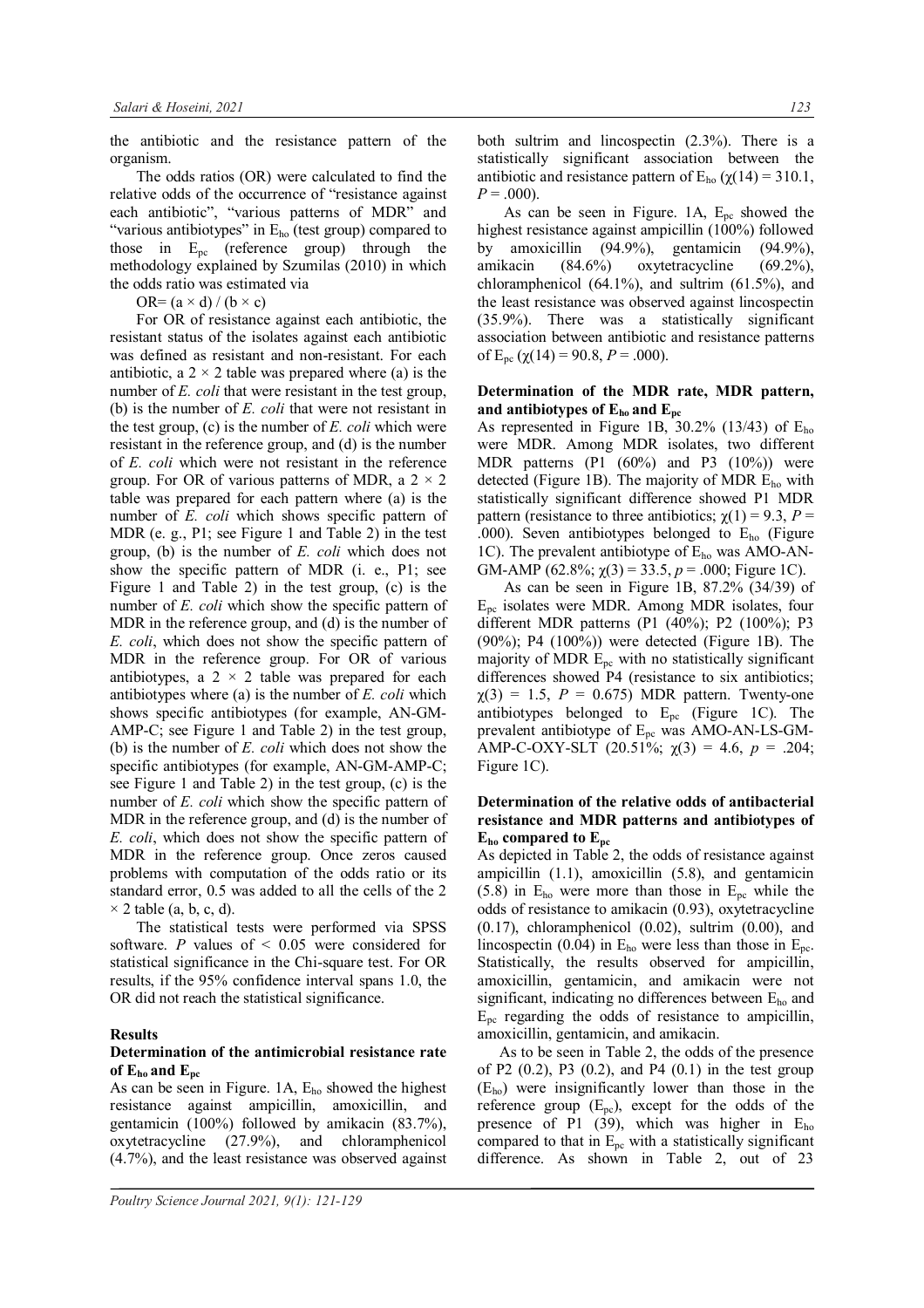the antibiotic and the resistance pattern of the organism.

The odds ratios (OR) were calculated to find the relative odds of the occurrence of "resistance against each antibiotic", "various patterns of MDR" and "various antibiotypes" in $E_{ho}$ (test group) compared to those in $E_{pc}$ (reference group) through the methodology explained by Szumilas (2010) in which the odds ratio was estimated via

$$OR = (a \times d) / (b \times c)$$

For OR of resistance against each antibiotic, the resistant status of the isolates against each antibiotic was defined as resistant and non-resistant. For each antibiotic, a $2 \times 2$ table was prepared where (a) is the number of *E. coli* that were resistant in the test group, (b) is the number of *E. coli* that were not resistant in the test group, (c) is the number of *E. coli* which were resistant in the reference group, and (d) is the number of *E. coli* which were not resistant in the reference group. For OR of various patterns of MDR, a $2 \times 2$ table was prepared for each pattern where (a) is the number of *E. coli* which shows specific pattern of MDR (e. g., P1; see Figure 1 and Table 2) in the test group, (b) is the number of *E. coli* which does not show the specific pattern of MDR (i. e., P1; see Figure 1 and Table 2) in the test group, (c) is the number of *E. coli* which show the specific pattern of MDR in the reference group, and (d) is the number of *E. coli*, which does not show the specific pattern of MDR in the reference group. For OR of various antibiotypes, a $2 \times 2$ table was prepared for each antibiotypes where (a) is the number of *E. coli* which shows specific antibiotypes (for example, AN-GM-AMP-C; see Figure 1 and Table 2) in the test group, (b) is the number of *E. coli* which does not show the specific antibiotypes (for example, AN-GM-AMP-C; see Figure 1 and Table 2) in the test group, (c) is the number of *E. coli* which show the specific pattern of MDR in the reference group, and (d) is the number of *E. coli*, which does not show the specific pattern of MDR in the reference group. Once zeros caused problems with computation of the odds ratio or its standard error, 0.5 was added to all the cells of the 2 $\times$ 2 table (a, b, c, d).

The statistical tests were performed via SPSS software. $P$ values of $< 0.05$ were considered for statistical significance in the Chi-square test. For OR results, if the 95% confidence interval spans 1.0, the OR did not reach the statistical significance.

## Results

### Determination of the antimicrobial resistance rate of $E_{ho}$ and $E_{pc}$

As can be seen in Figure. 1A, $E_{ho}$ showed the highest resistance against ampicillin, amoxicillin, and gentamicin (100%) followed by amikacin (83.7%), oxytetracycline (27.9%), and chloramphenicol (4.7%), and the least resistance was observed against both sultrim and lincospectin (2.3%). There is a statistically significant association between the antibiotic and resistance pattern of $E_{ho}$ ($\chi(14) = 310.1$, $P = .000$).

As can be seen in Figure. 1A, $E_{pc}$ showed the highest resistance against ampicillin (100%) followed by amoxicillin (94.9%), gentamicin (94.9%), amikacin (84.6%) oxytetracycline (69.2%), chloramphenicol (64.1%), and sultrim (61.5%), and the least resistance was observed against lincospectin (35.9%). There was a statistically significant association between antibiotic and resistance patterns of $E_{pc}$ ($\chi(14) = 90.8$, $P = .000$).

### Determination of the MDR rate, MDR pattern, and antibiotypes of $E_{ho}$ and $E_{pc}$

As represented in Figure 1B, 30.2% (13/43) of $E_{ho}$ were MDR. Among MDR isolates, two different MDR patterns (P1 (60%) and P3 (10%)) were detected (Figure 1B). The majority of MDR $E_{ho}$ with statistically significant difference showed P1 MDR pattern (resistance to three antibiotics; $\chi(1) = 9.3$, $P = .000$). Seven antibiotypes belonged to $E_{ho}$ (Figure 1C). The prevalent antibiotype of $E_{ho}$ was AMO-AN-GM-AMP (62.8%; $\chi(3) = 33.5$, $p = .000$; Figure 1C).

As can be seen in Figure 1B, 87.2% (34/39) of $E_{pc}$ isolates were MDR. Among MDR isolates, four different MDR patterns (P1 (40%); P2 (100%); P3 (90%); P4 (100%)) were detected (Figure 1B). The majority of MDR $E_{pc}$ with no statistically significant differences showed P4 (resistance to six antibiotics; $\chi(3) = 1.5$, $P = 0.675$) MDR pattern. Twenty-one antibiotypes belonged to $E_{pc}$ (Figure 1C). The prevalent antibiotype of $E_{pc}$ was AMO-AN-LS-GM-AMP-C-OXY-SLT (20.51%; $\chi(3) = 4.6$, $p = .204$; Figure 1C).

### Determination of the relative odds of antibacterial resistance and MDR patterns and antibiotypes of $E_{ho}$ compared to $E_{pc}$

As depicted in Table 2, the odds of resistance against ampicillin (1.1), amoxicillin (5.8), and gentamicin (5.8) in $E_{ho}$ were more than those in $E_{pc}$ while the odds of resistance to amikacin (0.93), oxytetracycline (0.17), chloramphenicol (0.02), sultrim (0.00), and lincospectin (0.04) in $E_{ho}$ were less than those in $E_{pc}$. Statistically, the results observed for ampicillin, amoxicillin, gentamicin, and amikacin were not significant, indicating no differences between $E_{ho}$ and $E_{pc}$ regarding the odds of resistance to ampicillin, amoxicillin, gentamicin, and amikacin.

As to be seen in Table 2, the odds of the presence of P2 (0.2), P3 (0.2), and P4 (0.1) in the test group ($E_{ho}$) were insignificantly lower than those in the reference group ($E_{pc}$), except for the odds of the presence of P1 (39), which was higher in $E_{ho}$ compared to that in $E_{pc}$ with a statistically significant difference. As shown in Table 2, out of 23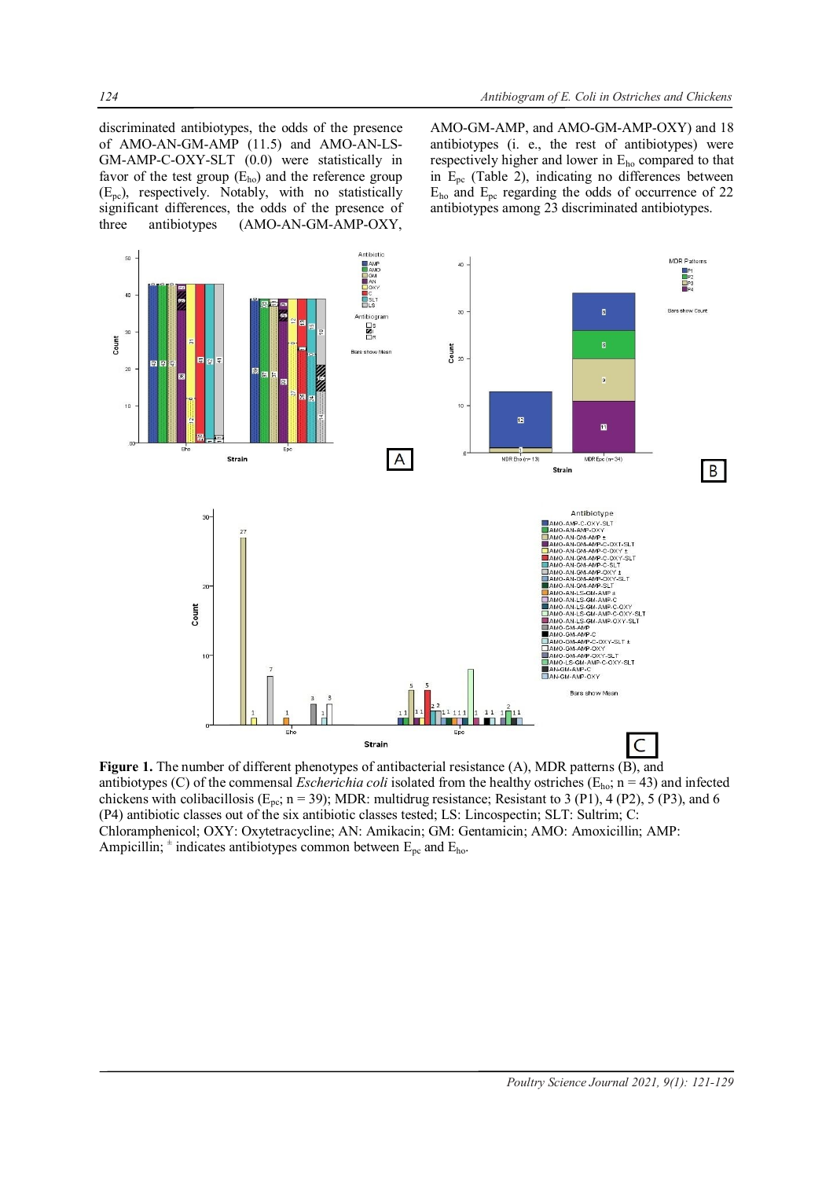discriminated antibiotypes, the odds of the presence of AMO-AN-GM-AMP (11.5) and AMO-AN-LS-GM-AMP-C-OXY-SLT (0.0) were statistically in favor of the test group ($E_{ho}$) and the reference group ($E_{pc}$), respectively. Notably, with no statistically significant differences, the odds of the presence of three antibiotypes (AMO-AN-GM-AMP-OXY, AMO-GM-AMP, and AMO-GM-AMP-OXY) and 18 antibiotypes (i. e., the rest of antibiotypes) were respectively higher and lower in $E_{ho}$ compared to that in $E_{pc}$ (Table 2), indicating no differences between $E_{ho}$ and $E_{pc}$ regarding the odds of occurrence of 22 antibiotypes among 23 discriminated antibiotypes.

**Figure 1.** The number of different phenotypes of antibacterial resistance (A), MDR patterns (B), and antibiotypes (C) of the commensal *Escherichia coli* isolated from the healthy ostriches ($E_{ho}$; n = 43) and infected chickens with colibacillosis ($E_{pc}$; n = 39); MDR: multidrug resistance; Resistant to 3 (P1), 4 (P2), 5 (P3), and 6 (P4) antibiotic classes out of the six antibiotic classes tested; LS: Lincospectin; SLT: Sultrim; C: Chloramphenicol; OXY: Oxytetracycline; AN: Amikacin; GM: Gentamicin; AMO: Amoxicillin; AMP: Ampicillin; [±] indicates antibiotypes common between $E_{pc}$ and $E_{ho}$.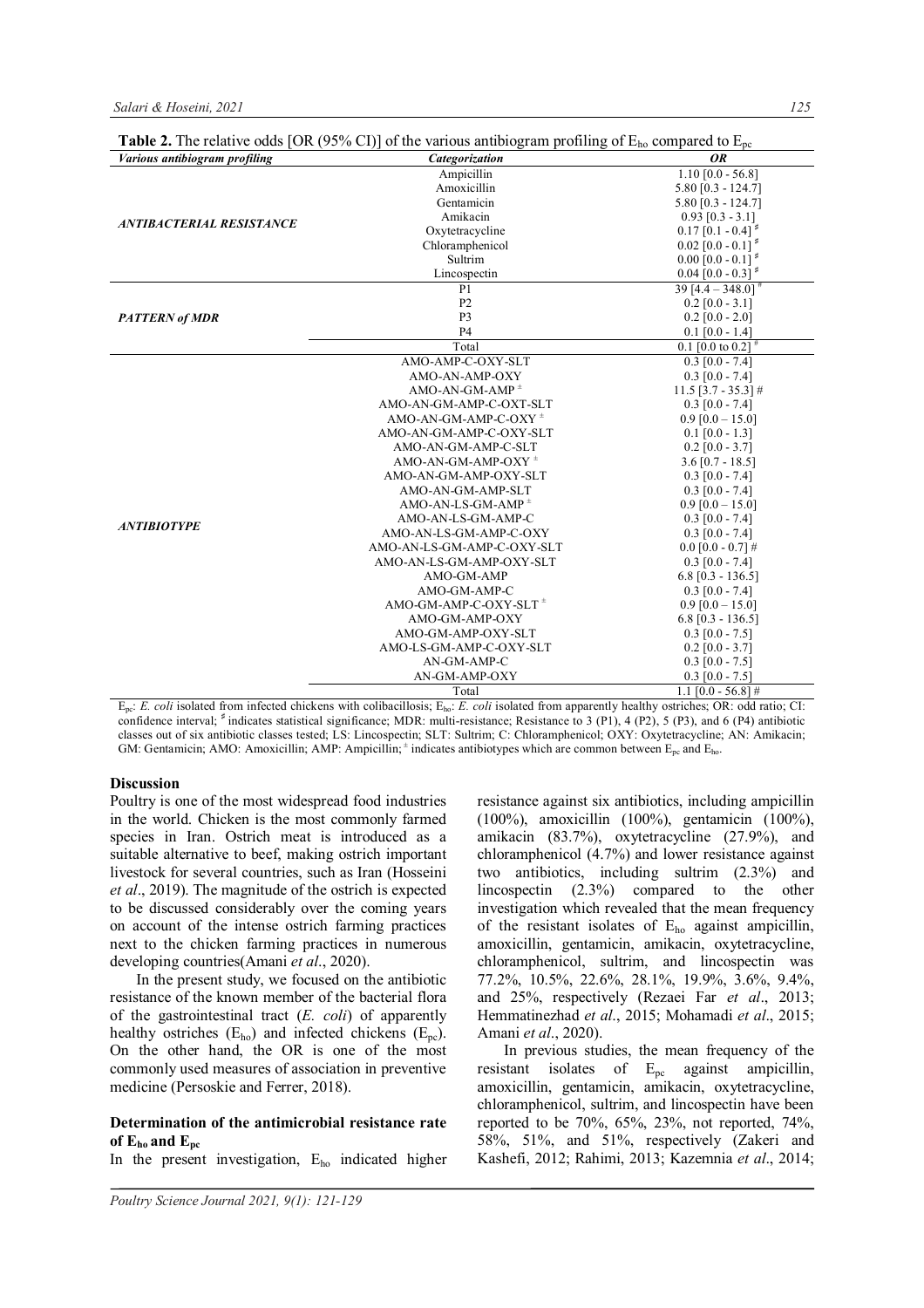**Table 2.** The relative odds [OR (95% CI)] of the various antibiogram profiling of $E_{ho}$ compared to $E_{pc}$

| *Various antibiogram profiling* | *Categorization* | *OR* |
|---|---|---|
| *ANTIBACTERIAL RESISTANCE* | Ampicillin | 1.10 [0.0 - 56.8] |
| | Amoxicillin | 5.80 [0.3 - 124.7] |
| | Gentamicin | 5.80 [0.3 - 124.7] |
| | Amikacin | 0.93 [0.3 - 3.1] |
| | Oxytetracycline | 0.17 [0.1 - 0.4] [♯] |
| | Chloramphenicol | 0.02 [0.0 - 0.1] [♯] |
| | Sultrim | 0.00 [0.0 - 0.1] [♯] |
| | Lincospectin | 0.04 [0.0 - 0.3] [♯] |
| *PATTERN of MDR* | P1 | 39 [4.4 – 348.0] [#] |
| | P2 | 0.2 [0.0 - 3.1] |
| | P3 | 0.2 [0.0 - 2.0] |
| | P4 | 0.1 [0.0 - 1.4] |
| | Total | 0.1 [0.0 to 0.2] [#] |
| *ANTIBIOTYPE* | AMO-AMP-C-OXY-SLT | 0.3 [0.0 - 7.4] |
| | AMO-AN-AMP-OXY | 0.3 [0.0 - 7.4] |
| | AMO-AN-GM-AMP [±] | 11.5 [3.7 - 35.3] # |
| | AMO-AN-GM-AMP-C-OXT-SLT | 0.3 [0.0 - 7.4] |
| | AMO-AN-GM-AMP-C-OXY [±] | 0.9 [0.0 – 15.0] |
| | AMO-AN-GM-AMP-C-OXY-SLT | 0.1 [0.0 - 1.3] |
| | AMO-AN-GM-AMP-C-SLT | 0.2 [0.0 - 3.7] |
| | AMO-AN-GM-AMP-OXY [±] | 3.6 [0.7 - 18.5] |
| | AMO-AN-GM-AMP-OXY-SLT | 0.3 [0.0 - 7.4] |
| | AMO-AN-GM-AMP-SLT | 0.3 [0.0 - 7.4] |
| | AMO-AN-LS-GM-AMP [±] | 0.9 [0.0 – 15.0] |
| | AMO-AN-LS-GM-AMP-C | 0.3 [0.0 - 7.4] |
| | AMO-AN-LS-GM-AMP-C-OXY | 0.3 [0.0 - 7.4] |
| | AMO-AN-LS-GM-AMP-C-OXY-SLT | 0.0 [0.0 - 0.7] # |
| | AMO-AN-LS-GM-AMP-OXY-SLT | 0.3 [0.0 - 7.4] |
| | AMO-GM-AMP | 6.8 [0.3 - 136.5] |
| | AMO-GM-AMP-C | 0.3 [0.0 - 7.4] |
| | AMO-GM-AMP-C-OXY-SLT [±] | 0.9 [0.0 – 15.0] |
| | AMO-GM-AMP-OXY | 6.8 [0.3 - 136.5] |
| | AMO-GM-AMP-OXY-SLT | 0.3 [0.0 - 7.5] |
| | AMO-LS-GM-AMP-C-OXY-SLT | 0.2 [0.0 - 3.7] |
| | AN-GM-AMP-C | 0.3 [0.0 - 7.5] |
| | AN-GM-AMP-OXY | 0.3 [0.0 - 7.5] |
| | Total | 1.1 [0.0 - 56.8] # |

$E_{pc}$: *E. coli* isolated from infected chickens with colibacillosis; $E_{ho}$: *E. coli* isolated from apparently healthy ostriches; OR: odd ratio; CI: confidence interval; [♯] indicates statistical significance; MDR: multi-resistance; Resistance to 3 (P1), 4 (P2), 5 (P3), and 6 (P4) antibiotic classes out of six antibiotic classes tested; LS: Lincospectin; SLT: Sultrim; C: Chloramphenicol; OXY: Oxytetracycline; AN: Amikacin; GM: Gentamicin; AMO: Amoxicillin; AMP: Ampicillin; [±] indicates antibiotypes which are common between $E_{pc}$ and $E_{ho}$.

## Discussion

Poultry is one of the most widespread food industries in the world. Chicken is the most commonly farmed species in Iran. Ostrich meat is introduced as a suitable alternative to beef, making ostrich important livestock for several countries, such as Iran (Hosseini *et al*., 2019). The magnitude of the ostrich is expected to be discussed considerably over the coming years on account of the intense ostrich farming practices next to the chicken farming practices in numerous developing countries(Amani *et al*., 2020).

In the present study, we focused on the antibiotic resistance of the known member of the bacterial flora of the gastrointestinal tract (*E. coli*) of apparently healthy ostriches ($E_{ho}$) and infected chickens ($E_{pc}$). On the other hand, the OR is one of the most commonly used measures of association in preventive medicine (Persoskie and Ferrer, 2018).

### Determination of the antimicrobial resistance rate of $E_{ho}$ and $E_{pc}$

In the present investigation, $E_{ho}$ indicated higher resistance against six antibiotics, including ampicillin (100%), amoxicillin (100%), gentamicin (100%), amikacin (83.7%), oxytetracycline (27.9%), and chloramphenicol (4.7%) and lower resistance against two antibiotics, including sultrim (2.3%) and lincospectin (2.3%) compared to the other investigation which revealed that the mean frequency of the resistant isolates of $E_{ho}$ against ampicillin, amoxicillin, gentamicin, amikacin, oxytetracycline, chloramphenicol, sultrim, and lincospectin was 77.2%, 10.5%, 22.6%, 28.1%, 19.9%, 3.6%, 9.4%, and 25%, respectively (Rezaei Far *et al*., 2013; Hemmatinezhad *et al*., 2015; Mohamadi *et al*., 2015; Amani *et al*., 2020).

In previous studies, the mean frequency of the resistant isolates of $E_{pc}$ against ampicillin, amoxicillin, gentamicin, amikacin, oxytetracycline, chloramphenicol, sultrim, and lincospectin have been reported to be 70%, 65%, 23%, not reported, 74%, 58%, 51%, and 51%, respectively (Zakeri and Kashefi, 2012; Rahimi, 2013; Kazemnia *et al*., 2014;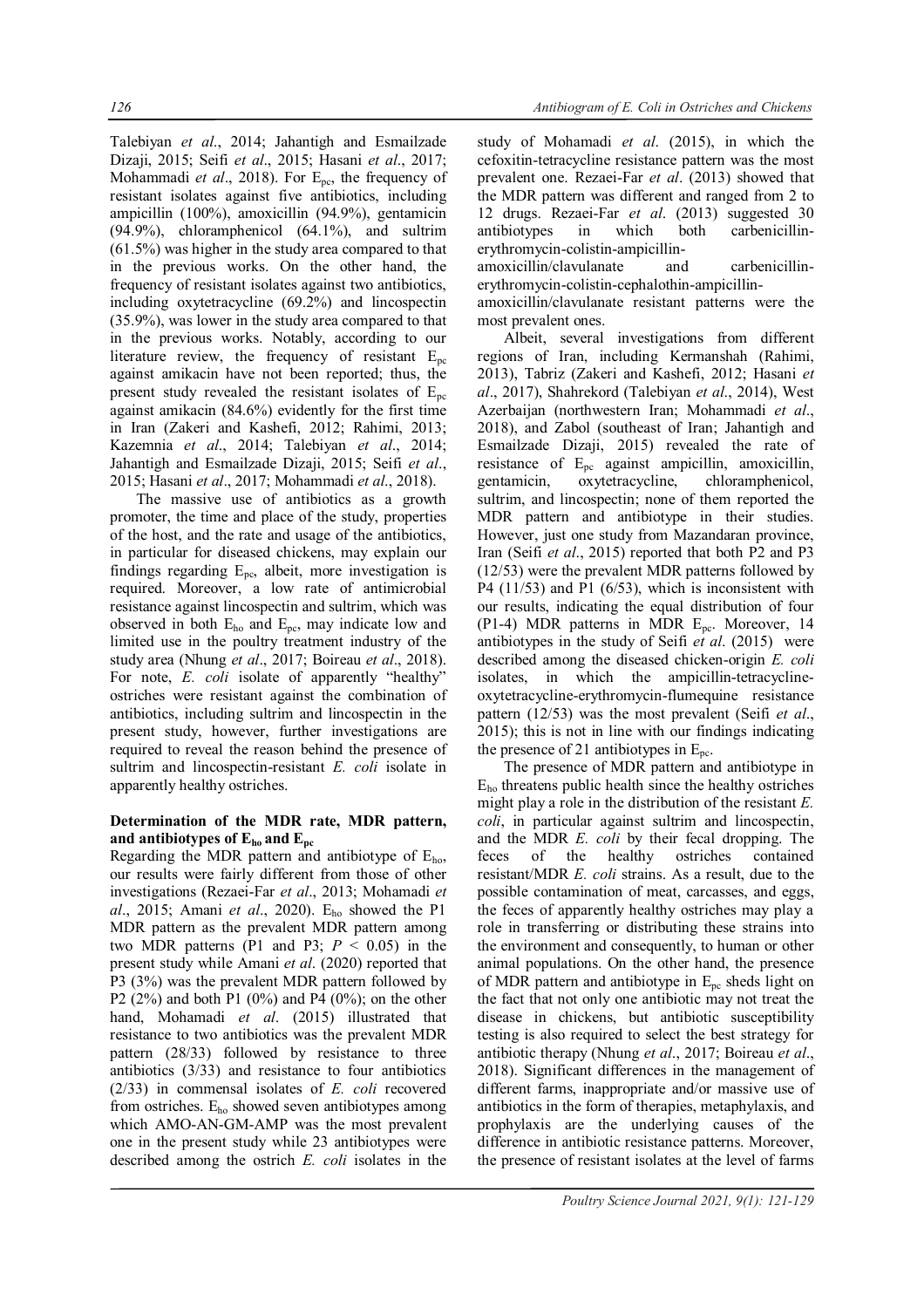Talebiyan *et al*., 2014; Jahantigh and Esmailzade Dizaji, 2015; Seifi *et al*., 2015; Hasani *et al*., 2017; Mohammadi *et al*., 2018). For $E_{pc}$, the frequency of resistant isolates against five antibiotics, including ampicillin (100%), amoxicillin (94.9%), gentamicin (94.9%), chloramphenicol (64.1%), and sultrim (61.5%) was higher in the study area compared to that in the previous works. On the other hand, the frequency of resistant isolates against two antibiotics, including oxytetracycline (69.2%) and lincospectin (35.9%), was lower in the study area compared to that in the previous works. Notably, according to our literature review, the frequency of resistant $E_{pc}$ against amikacin have not been reported; thus, the present study revealed the resistant isolates of $E_{pc}$ against amikacin (84.6%) evidently for the first time in Iran (Zakeri and Kashefi, 2012; Rahimi, 2013; Kazemnia *et al*., 2014; Talebiyan *et al*., 2014; Jahantigh and Esmailzade Dizaji, 2015; Seifi *et al*., 2015; Hasani *et al*., 2017; Mohammadi *et al*., 2018).

The massive use of antibiotics as a growth promoter, the time and place of the study, properties of the host, and the rate and usage of the antibiotics, in particular for diseased chickens, may explain our findings regarding $E_{pc}$, albeit, more investigation is required. Moreover, a low rate of antimicrobial resistance against lincospectin and sultrim, which was observed in both $E_{ho}$ and $E_{pc}$, may indicate low and limited use in the poultry treatment industry of the study area (Nhung *et al*., 2017; Boireau *et al*., 2018). For note, *E. coli* isolate of apparently "healthy" ostriches were resistant against the combination of antibiotics, including sultrim and lincospectin in the present study, however, further investigations are required to reveal the reason behind the presence of sultrim and lincospectin-resistant *E. coli* isolate in apparently healthy ostriches.

### Determination of the MDR rate, MDR pattern, and antibiotypes of $E_{ho}$ and $E_{pc}$

Regarding the MDR pattern and antibiotype of $E_{ho}$, our results were fairly different from those of other investigations (Rezaei-Far *et al*., 2013; Mohamadi *et al*., 2015; Amani *et al*., 2020). $E_{ho}$ showed the P1 MDR pattern as the prevalent MDR pattern among two MDR patterns (P1 and P3; $P < 0.05$) in the present study while Amani *et al*. (2020) reported that P3 (3%) was the prevalent MDR pattern followed by P2 (2%) and both P1 (0%) and P4 (0%); on the other hand, Mohamadi *et al*. (2015) illustrated that resistance to two antibiotics was the prevalent MDR pattern (28/33) followed by resistance to three antibiotics (3/33) and resistance to four antibiotics (2/33) in commensal isolates of *E. coli* recovered from ostriches. $E_{ho}$ showed seven antibiotypes among which AMO-AN-GM-AMP was the most prevalent one in the present study while 23 antibiotypes were described among the ostrich *E. coli* isolates in the study of Mohamadi *et al*. (2015), in which the cefoxitin-tetracycline resistance pattern was the most prevalent one. Rezaei-Far *et al*. (2013) showed that the MDR pattern was different and ranged from 2 to 12 drugs. Rezaei-Far *et al*. (2013) suggested 30 antibiotypes in which both carbenicillin-erythromycin-colistin-ampicillin-amoxicillin/clavulanate and carbenicillin-erythromycin-colistin-cephalothin-ampicillin-amoxicillin/clavulanate resistant patterns were the most prevalent ones.

Albeit, several investigations from different regions of Iran, including Kermanshah (Rahimi, 2013), Tabriz (Zakeri and Kashefi, 2012; Hasani *et al*., 2017), Shahrekord (Talebiyan *et al*., 2014), West Azerbaijan (northwestern Iran; Mohammadi *et al*., 2018), and Zabol (southeast of Iran; Jahantigh and Esmailzade Dizaji, 2015) revealed the rate of resistance of $E_{pc}$ against ampicillin, amoxicillin, gentamicin, oxytetracycline, chloramphenicol, sultrim, and lincospectin; none of them reported the MDR pattern and antibiotype in their studies. However, just one study from Mazandaran province, Iran (Seifi *et al*., 2015) reported that both P2 and P3 (12/53) were the prevalent MDR patterns followed by P4 (11/53) and P1 (6/53), which is inconsistent with our results, indicating the equal distribution of four (P1-4) MDR patterns in MDR $E_{pc}$. Moreover, 14 antibiotypes in the study of Seifi *et al*. (2015) were described among the diseased chicken-origin *E. coli* isolates, in which the ampicillin-tetracycline-oxytetracycline-erythromycin-flumequine resistance pattern (12/53) was the most prevalent (Seifi *et al*., 2015); this is not in line with our findings indicating the presence of 21 antibiotypes in $E_{pc}$.

The presence of MDR pattern and antibiotype in $E_{ho}$ threatens public health since the healthy ostriches might play a role in the distribution of the resistant *E. coli*, in particular against sultrim and lincospectin, and the MDR *E. coli* by their fecal dropping. The feces of the healthy ostriches contained resistant/MDR *E. coli* strains. As a result, due to the possible contamination of meat, carcasses, and eggs, the feces of apparently healthy ostriches may play a role in transferring or distributing these strains into the environment and consequently, to human or other animal populations. On the other hand, the presence of MDR pattern and antibiotype in $E_{pc}$ sheds light on the fact that not only one antibiotic may not treat the disease in chickens, but antibiotic susceptibility testing is also required to select the best strategy for antibiotic therapy (Nhung *et al*., 2017; Boireau *et al*., 2018). Significant differences in the management of different farms, inappropriate and/or massive use of antibiotics in the form of therapies, metaphylaxis, and prophylaxis are the underlying causes of the difference in antibiotic resistance patterns. Moreover, the presence of resistant isolates at the level of farms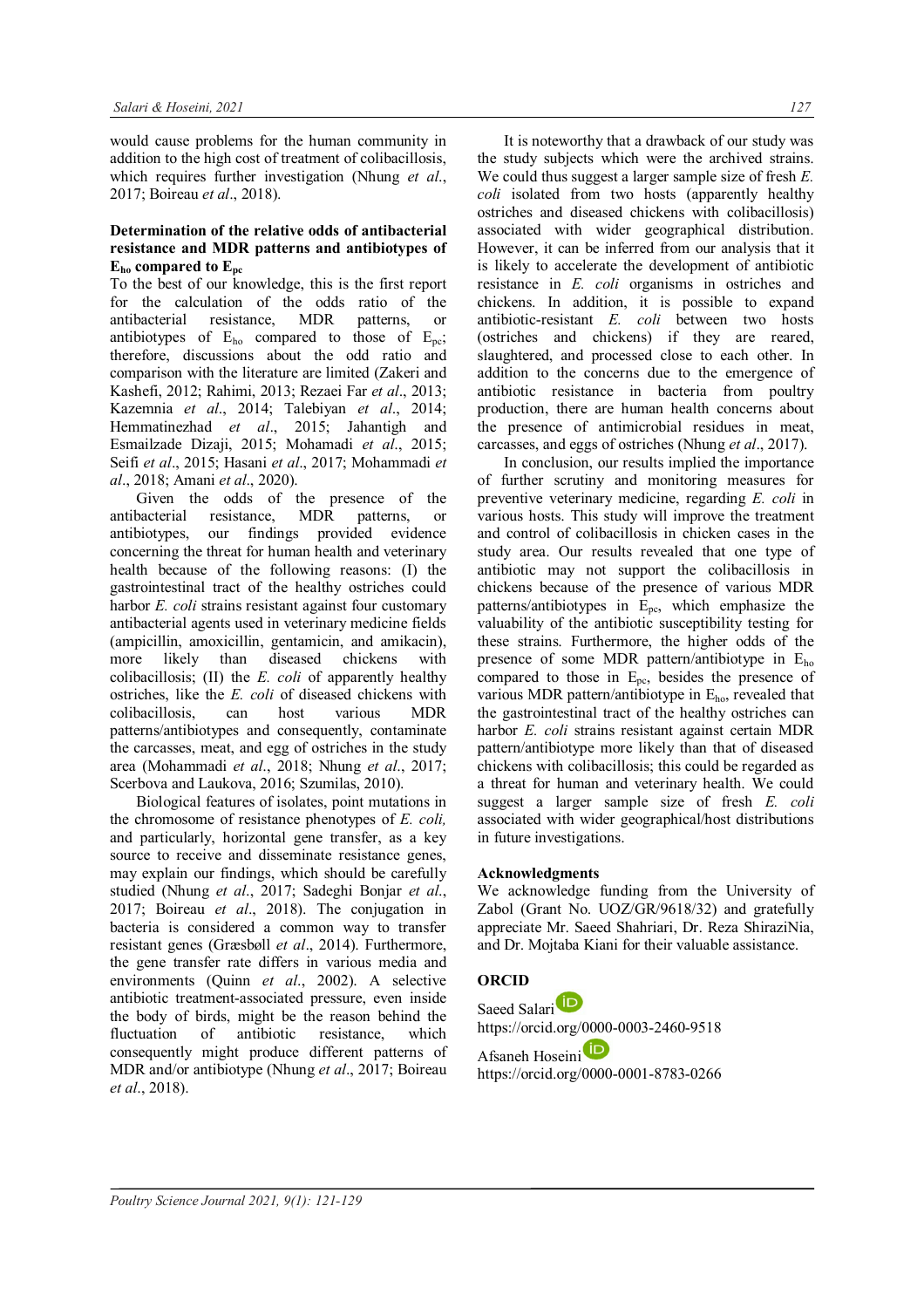would cause problems for the human community in addition to the high cost of treatment of colibacillosis, which requires further investigation (Nhung *et al*., 2017; Boireau *et al*., 2018).

**Determination of the relative odds of antibacterial resistance and MDR patterns and antibiotypes of $E_{ho}$ compared to $E_{pc}$**

To the best of our knowledge, this is the first report for the calculation of the odds ratio of the antibacterial resistance, MDR patterns, or antibiotypes of $E_{ho}$ compared to those of $E_{pc}$; therefore, discussions about the odd ratio and comparison with the literature are limited (Zakeri and Kashefi, 2012; Rahimi, 2013; Rezaei Far *et al*., 2013; Kazemnia *et al*., 2014; Talebiyan *et al*., 2014; Hemmatinezhad *et al*., 2015; Jahantigh and Esmailzade Dizaji, 2015; Mohamadi *et al*., 2015; Seifi *et al*., 2015; Hasani *et al*., 2017; Mohammadi *et al*., 2018; Amani *et al*., 2020).

Given the odds of the presence of the antibacterial resistance, MDR patterns, or antibiotypes, our findings provided evidence concerning the threat for human health and veterinary health because of the following reasons: (I) the gastrointestinal tract of the healthy ostriches could harbor *E. coli* strains resistant against four customary antibacterial agents used in veterinary medicine fields (ampicillin, amoxicillin, gentamicin, and amikacin), more likely than diseased chickens with colibacillosis; (II) the *E. coli* of apparently healthy ostriches, like the *E. coli* of diseased chickens with colibacillosis, can host various MDR patterns/antibiotypes and consequently, contaminate the carcasses, meat, and egg of ostriches in the study area (Mohammadi *et al*., 2018; Nhung *et al*., 2017; Scerbova and Laukova, 2016; Szumilas, 2010).

Biological features of isolates, point mutations in the chromosome of resistance phenotypes of *E. coli,* and particularly, horizontal gene transfer, as a key source to receive and disseminate resistance genes, may explain our findings, which should be carefully studied (Nhung *et al*., 2017; Sadeghi Bonjar *et al*., 2017; Boireau *et al*., 2018). The conjugation in bacteria is considered a common way to transfer resistant genes (Græsbøll *et al*., 2014). Furthermore, the gene transfer rate differs in various media and environments (Quinn *et al*., 2002). A selective antibiotic treatment-associated pressure, even inside the body of birds, might be the reason behind the fluctuation of antibiotic resistance, which consequently might produce different patterns of MDR and/or antibiotype (Nhung *et al*., 2017; Boireau *et al*., 2018).

It is noteworthy that a drawback of our study was the study subjects which were the archived strains. We could thus suggest a larger sample size of fresh *E. coli* isolated from two hosts (apparently healthy ostriches and diseased chickens with colibacillosis) associated with wider geographical distribution. However, it can be inferred from our analysis that it is likely to accelerate the development of antibiotic resistance in *E. coli* organisms in ostriches and chickens. In addition, it is possible to expand antibiotic-resistant *E. coli* between two hosts (ostriches and chickens) if they are reared, slaughtered, and processed close to each other. In addition to the concerns due to the emergence of antibiotic resistance in bacteria from poultry production, there are human health concerns about the presence of antimicrobial residues in meat, carcasses, and eggs of ostriches (Nhung *et al*., 2017).

In conclusion, our results implied the importance of further scrutiny and monitoring measures for preventive veterinary medicine, regarding *E. coli* in various hosts. This study will improve the treatment and control of colibacillosis in chicken cases in the study area. Our results revealed that one type of antibiotic may not support the colibacillosis in chickens because of the presence of various MDR patterns/antibiotypes in $E_{pc}$, which emphasize the valuability of the antibiotic susceptibility testing for these strains. Furthermore, the higher odds of the presence of some MDR pattern/antibiotype in $E_{ho}$ compared to those in $E_{pc}$, besides the presence of various MDR pattern/antibiotype in $E_{ho}$, revealed that the gastrointestinal tract of the healthy ostriches can harbor *E. coli* strains resistant against certain MDR pattern/antibiotype more likely than that of diseased chickens with colibacillosis; this could be regarded as a threat for human and veterinary health. We could suggest a larger sample size of fresh *E. coli* associated with wider geographical/host distributions in future investigations.

## Acknowledgments

We acknowledge funding from the University of Zabol (Grant No. UOZ/GR/9618/32) and gratefully appreciate Mr. Saeed Shahriari, Dr. Reza ShiraziNia, and Dr. Mojtaba Kiani for their valuable assistance.

## ORCID

Saeed Salari
https://orcid.org/0000-0003-2460-9518

Afsaneh Hoseini
https://orcid.org/0000-0001-8783-0266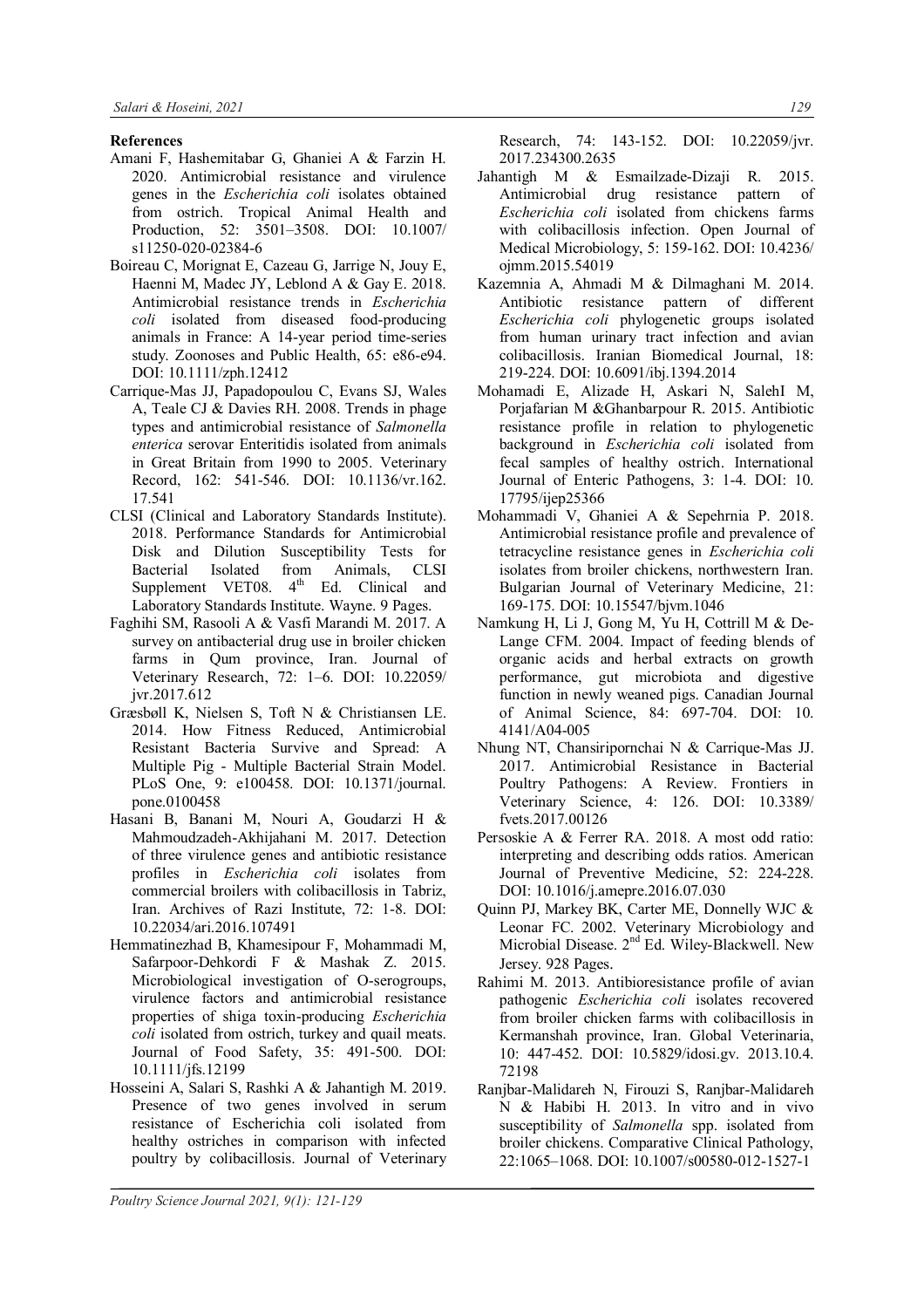**References**

Amani F, Hashemitabar G, Ghaniei A & Farzin H. 2020. Antimicrobial resistance and virulence genes in the *Escherichia coli* isolates obtained from ostrich. Tropical Animal Health and Production, 52: 3501–3508. DOI: 10.1007/s11250-020-02384-6

Boireau C, Morignat E, Cazeau G, Jarrige N, Jouy E, Haenni M, Madec JY, Leblond A & Gay E. 2018. Antimicrobial resistance trends in *Escherichia coli* isolated from diseased food-producing animals in France: A 14-year period time-series study. Zoonoses and Public Health, 65: e86-e94. DOI: 10.1111/zph.12412

Carrique-Mas JJ, Papadopoulou C, Evans SJ, Wales A, Teale CJ & Davies RH. 2008. Trends in phage types and antimicrobial resistance of *Salmonella enterica* serovar Enteritidis isolated from animals in Great Britain from 1990 to 2005. Veterinary Record, 162: 541-546. DOI: 10.1136/vr.162.17.541

CLSI (Clinical and Laboratory Standards Institute). 2018. Performance Standards for Antimicrobial Disk and Dilution Susceptibility Tests for Bacterial Isolated from Animals, CLSI Supplement VET08. 4th Ed. Clinical and Laboratory Standards Institute. Wayne. 9 Pages.

Faghihi SM, Rasooli A & Vasfi Marandi M. 2017. A survey on antibacterial drug use in broiler chicken farms in Qum province, Iran. Journal of Veterinary Research, 72: 1–6. DOI: 10.22059/jvr.2017.612

Græsbøll K, Nielsen S, Toft N & Christiansen LE. 2014. How Fitness Reduced, Antimicrobial Resistant Bacteria Survive and Spread: A Multiple Pig - Multiple Bacterial Strain Model. PLoS One, 9: e100458. DOI: 10.1371/journal.pone.0100458

Hasani B, Banani M, Nouri A, Goudarzi H & Mahmoudzadeh-Akhijahani M. 2017. Detection of three virulence genes and antibiotic resistance profiles in *Escherichia coli* isolates from commercial broilers with colibacillosis in Tabriz, Iran. Archives of Razi Institute, 72: 1-8. DOI: 10.22034/ari.2016.107491

Hemmatinezhad B, Khamesipour F, Mohammadi M, Safarpoor-Dehkordi F & Mashak Z. 2015. Microbiological investigation of O-serogroups, virulence factors and antimicrobial resistance properties of shiga toxin-producing *Escherichia coli* isolated from ostrich, turkey and quail meats. Journal of Food Safety, 35: 491-500. DOI: 10.1111/jfs.12199

Hosseini A, Salari S, Rashki A & Jahantigh M. 2019. Presence of two genes involved in serum resistance of Escherichia coli isolated from healthy ostriches in comparison with infected poultry by colibacillosis. Journal of Veterinary Research, 74: 143-152. DOI: 10.22059/jvr.2017.234300.2635

Jahantigh M & Esmailzade-Dizaji R. 2015. Antimicrobial drug resistance pattern of *Escherichia coli* isolated from chickens farms with colibacillosis infection. Open Journal of Medical Microbiology, 5: 159-162. DOI: 10.4236/ojmm.2015.54019

Kazemnia A, Ahmadi M & Dilmaghani M. 2014. Antibiotic resistance pattern of different *Escherichia coli* phylogenetic groups isolated from human urinary tract infection and avian colibacillosis. Iranian Biomedical Journal, 18: 219-224. DOI: 10.6091/ibj.1394.2014

Mohamadi E, Alizade H, Askari N, SalehI M, Porjafarian M &Ghanbarpour R. 2015. Antibiotic resistance profile in relation to phylogenetic background in *Escherichia coli* isolated from fecal samples of healthy ostrich. International Journal of Enteric Pathogens, 3: 1-4. DOI: 10.17795/ijep25366

Mohammadi V, Ghaniei A & Sepehrnia P. 2018. Antimicrobial resistance profile and prevalence of tetracycline resistance genes in *Escherichia coli* isolates from broiler chickens, northwestern Iran. Bulgarian Journal of Veterinary Medicine, 21: 169-175. DOI: 10.15547/bjvm.1046

Namkung H, Li J, Gong M, Yu H, Cottrill M & De-Lange CFM. 2004. Impact of feeding blends of organic acids and herbal extracts on growth performance, gut microbiota and digestive function in newly weaned pigs. Canadian Journal of Animal Science, 84: 697-704. DOI: 10.4141/A04-005

Nhung NT, Chansiripornchai N & Carrique-Mas JJ. 2017. Antimicrobial Resistance in Bacterial Poultry Pathogens: A Review. Frontiers in Veterinary Science, 4: 126. DOI: 10.3389/fvets.2017.00126

Persoskie A & Ferrer RA. 2018. A most odd ratio: interpreting and describing odds ratios. American Journal of Preventive Medicine, 52: 224-228. DOI: 10.1016/j.amepre.2016.07.030

Quinn PJ, Markey BK, Carter ME, Donnelly WJC & Leonar FC. 2002. Veterinary Microbiology and Microbial Disease. 2nd Ed. Wiley-Blackwell. New Jersey. 928 Pages.

Rahimi M. 2013. Antibioresistance profile of avian pathogenic *Escherichia coli* isolates recovered from broiler chicken farms with colibacillosis in Kermanshah province, Iran. Global Veterinaria, 10: 447-452. DOI: 10.5829/idosi.gv.2013.10.4.72198

Ranjbar-Malidareh N, Firouzi S, Ranjbar-Malidareh N & Habibi H. 2013. In vitro and in vivo susceptibility of *Salmonella* spp. isolated from broiler chickens. Comparative Clinical Pathology, 22:1065–1068. DOI: 10.1007/s00580-012-1527-1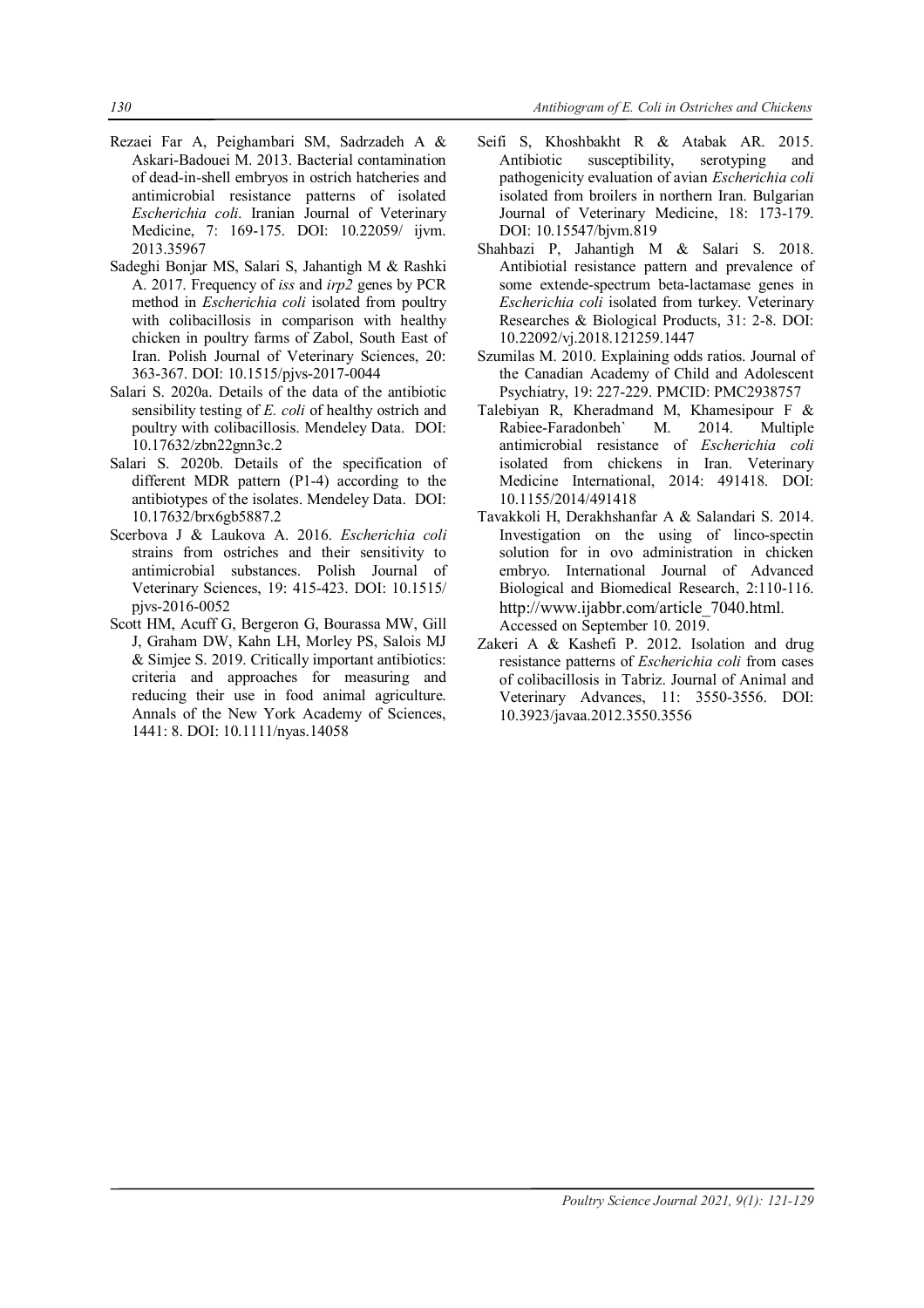Rezaei Far A, Peighambari SM, Sadrzadeh A & Askari-Badouei M. 2013. Bacterial contamination of dead-in-shell embryos in ostrich hatcheries and antimicrobial resistance patterns of isolated *Escherichia coli*. Iranian Journal of Veterinary Medicine, 7: 169-175. DOI: 10.22059/ ijvm. 2013.35967

Sadeghi Bonjar MS, Salari S, Jahantigh M & Rashki A. 2017. Frequency of *iss* and *irp2* genes by PCR method in *Escherichia coli* isolated from poultry with colibacillosis in comparison with healthy chicken in poultry farms of Zabol, South East of Iran. Polish Journal of Veterinary Sciences, 20: 363-367. DOI: 10.1515/pjvs-2017-0044

Salari S. 2020a. Details of the data of the antibiotic sensibility testing of *E. coli* of healthy ostrich and poultry with colibacillosis. Mendeley Data. DOI: 10.17632/zbn22gnn3c.2

Salari S. 2020b. Details of the specification of different MDR pattern (P1-4) according to the antibiotypes of the isolates. Mendeley Data. DOI: 10.17632/brx6gb5887.2

Scerbova J & Laukova A. 2016. *Escherichia coli* strains from ostriches and their sensitivity to antimicrobial substances. Polish Journal of Veterinary Sciences, 19: 415-423. DOI: 10.1515/ pjvs-2016-0052

Scott HM, Acuff G, Bergeron G, Bourassa MW, Gill J, Graham DW, Kahn LH, Morley PS, Salois MJ & Simjee S. 2019. Critically important antibiotics: criteria and approaches for measuring and reducing their use in food animal agriculture. Annals of the New York Academy of Sciences, 1441: 8. DOI: 10.1111/nyas.14058

Seifi S, Khoshbakht R & Atabak AR. 2015. Antibiotic susceptibility, serotyping and pathogenicity evaluation of avian *Escherichia coli* isolated from broilers in northern Iran. Bulgarian Journal of Veterinary Medicine, 18: 173-179. DOI: 10.15547/bjvm.819

Shahbazi P, Jahantigh M & Salari S. 2018. Antibiotial resistance pattern and prevalence of some extende-spectrum beta-lactamase genes in *Escherichia coli* isolated from turkey. Veterinary Researches & Biological Products, 31: 2-8. DOI: 10.22092/vj.2018.121259.1447

Szumilas M. 2010. Explaining odds ratios. Journal of the Canadian Academy of Child and Adolescent Psychiatry, 19: 227-229. PMCID: PMC2938757

Talebiyan R, Kheradmand M, Khamesipour F & Rabiee-Faradonbeh` M. 2014. Multiple antimicrobial resistance of *Escherichia coli* isolated from chickens in Iran. Veterinary Medicine International, 2014: 491418. DOI: 10.1155/2014/491418

Tavakkoli H, Derakhshanfar A & Salandari S. 2014. Investigation on the using of linco-spectin solution for in ovo administration in chicken embryo. International Journal of Advanced Biological and Biomedical Research, 2:110-116. http://www.ijabbr.com/article_7040.html. Accessed on September 10. 2019.

Zakeri A & Kashefi P. 2012. Isolation and drug resistance patterns of *Escherichia coli* from cases of colibacillosis in Tabriz. Journal of Animal and Veterinary Advances, 11: 3550-3556. DOI: 10.3923/javaa.2012.3550.3556